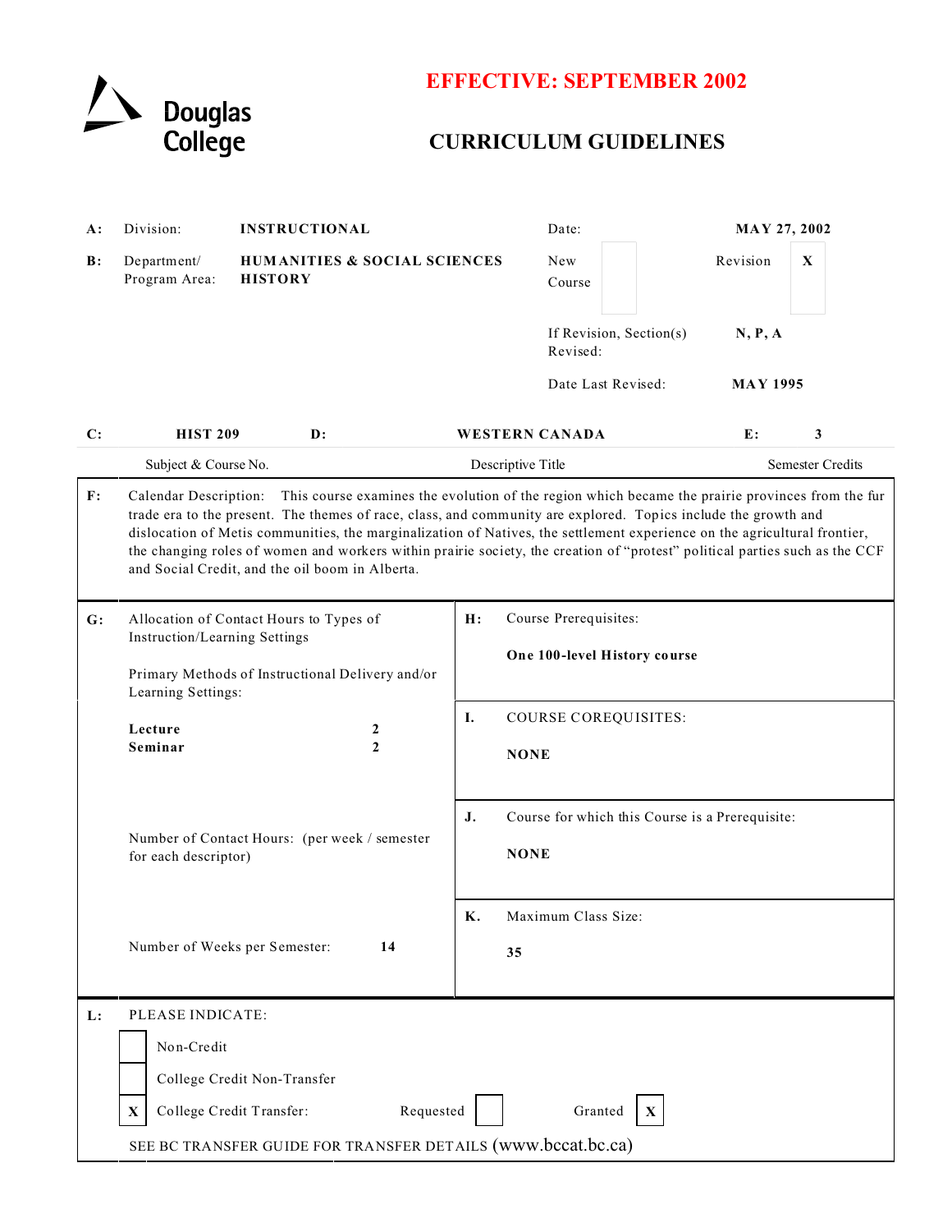Douglas College

**EFFECTIVE: SEPTEMBER 2002**

# CURRICULUM GUIDELINES

| | | | | |
|---|---|---|---|---|
| **A:** | Division: | **INSTRUCTIONAL** | Date: | **MAY 27, 2002** |
| **B:** | Department/ Program Area: | **HUMANITIES & SOCIAL SCIENCES HISTORY** | New Course [ ] | Revision [X] |
| | | | If Revision, Section(s) Revised: | **N, P, A** |
| | | | Date Last Revised: | **MAY 1995** |

| **C:** | **HIST 209** | **D:** | **WESTERN CANADA** | **E:** | **3** |
|---|---|---|---|---|---|
| | Subject & Course No. | | Descriptive Title | | Semester Credits |

**F:** Calendar Description: This course examines the evolution of the region which became the prairie provinces from the fur trade era to the present. The themes of race, class, and community are explored. Topics include the growth and dislocation of Metis communities, the marginalization of Natives, the settlement experience on the agricultural frontier, the changing roles of women and workers within prairie society, the creation of "protest" political parties such as the CCF and Social Credit, and the oil boom in Alberta.

**G:** Allocation of Contact Hours to Types of Instruction/Learning Settings

Primary Methods of Instructional Delivery and/or Learning Settings:

| | |
|---|---|
| **Lecture** | **2** |
| **Seminar** | **2** |

Number of Contact Hours: (per week / semester for each descriptor)

Number of Weeks per Semester: **14**

**H:** Course Prerequisites:

**One 100-level History course**

**I.** COURSE COREQUISITES:

**NONE**

**J.** Course for which this Course is a Prerequisite:

**NONE**

**K.** Maximum Class Size:

**35**

**L:** PLEASE INDICATE:

- [ ] Non-Credit
- [ ] College Credit Non-Transfer
- [X] College Credit Transfer: Requested [ ] Granted [X]

SEE BC TRANSFER GUIDE FOR TRANSFER DETAILS (www.bccat.bc.ca)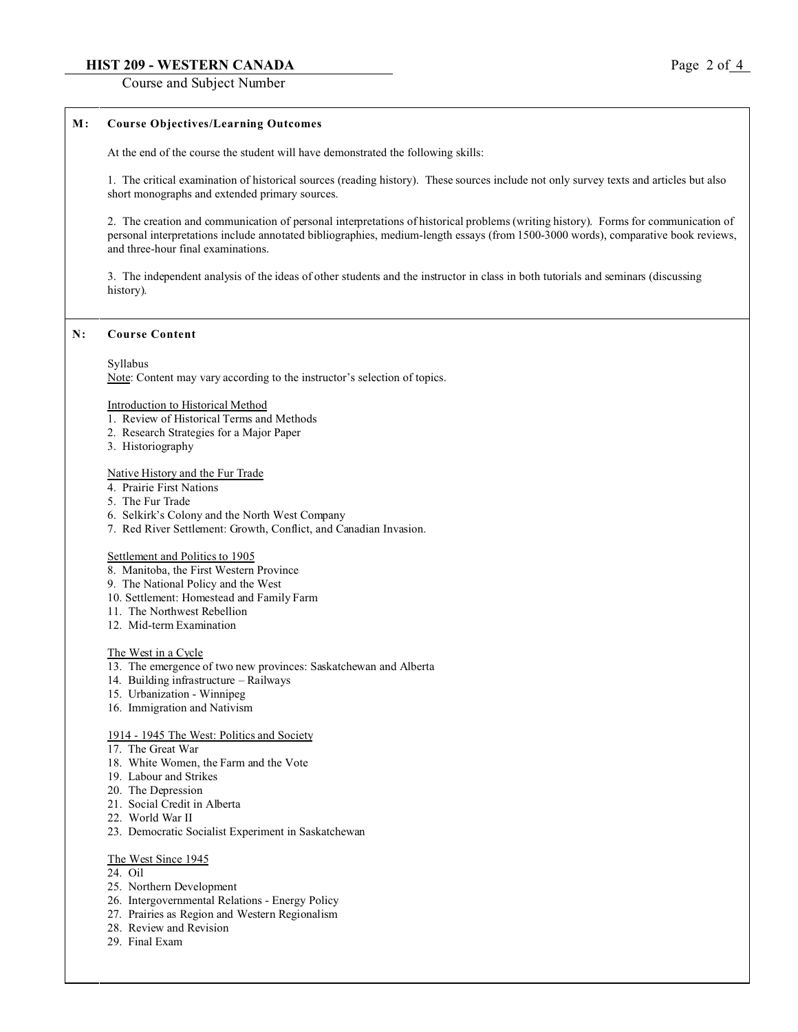**HIST 209 - WESTERN CANADA**
Course and Subject Number

## M: Course Objectives/Learning Outcomes

At the end of the course the student will have demonstrated the following skills:

1. The critical examination of historical sources (reading history). These sources include not only survey texts and articles but also short monographs and extended primary sources.

2. The creation and communication of personal interpretations of historical problems (writing history). Forms for communication of personal interpretations include annotated bibliographies, medium-length essays (from 1500-3000 words), comparative book reviews, and three-hour final examinations.

3. The independent analysis of the ideas of other students and the instructor in class in both tutorials and seminars (discussing history).

## N: Course Content

Syllabus
Note: Content may vary according to the instructor's selection of topics.

Introduction to Historical Method

1. Review of Historical Terms and Methods
2. Research Strategies for a Major Paper
3. Historiography

Native History and the Fur Trade

4. Prairie First Nations
5. The Fur Trade
6. Selkirk's Colony and the North West Company
7. Red River Settlement: Growth, Conflict, and Canadian Invasion.

Settlement and Politics to 1905

8. Manitoba, the First Western Province
9. The National Policy and the West
10. Settlement: Homestead and Family Farm
11. The Northwest Rebellion
12. Mid-term Examination

The West in a Cycle

13. The emergence of two new provinces: Saskatchewan and Alberta
14. Building infrastructure – Railways
15. Urbanization - Winnipeg
16. Immigration and Nativism

1914 - 1945 The West: Politics and Society

17. The Great War
18. White Women, the Farm and the Vote
19. Labour and Strikes
20. The Depression
21. Social Credit in Alberta
22. World War II
23. Democratic Socialist Experiment in Saskatchewan

The West Since 1945

24. Oil
25. Northern Development
26. Intergovernmental Relations - Energy Policy
27. Prairies as Region and Western Regionalism
28. Review and Revision
29. Final Exam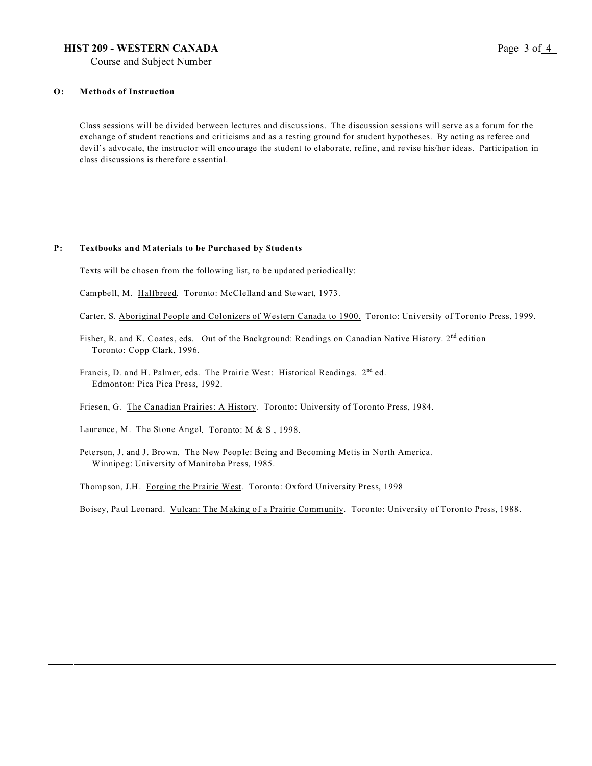## O: Methods of Instruction

Class sessions will be divided between lectures and discussions. The discussion sessions will serve as a forum for the exchange of student reactions and criticisms and as a testing ground for student hypotheses. By acting as referee and devil's advocate, the instructor will encourage the student to elaborate, refine, and revise his/her ideas. Participation in class discussions is therefore essential.

## P: Textbooks and Materials to be Purchased by Students

Texts will be chosen from the following list, to be updated periodically:

Campbell, M. Halfbreed. Toronto: McClelland and Stewart, 1973.

Carter, S. Aboriginal People and Colonizers of Western Canada to 1900. Toronto: University of Toronto Press, 1999.

Fisher, R. and K. Coates, eds. Out of the Background: Readings on Canadian Native History. 2nd edition Toronto: Copp Clark, 1996.

Francis, D. and H. Palmer, eds. The Prairie West: Historical Readings. 2nd ed. Edmonton: Pica Pica Press, 1992.

Friesen, G. The Canadian Prairies: A History. Toronto: University of Toronto Press, 1984.

Laurence, M. The Stone Angel. Toronto: M & S , 1998.

Peterson, J. and J. Brown. The New People: Being and Becoming Metis in North America. Winnipeg: University of Manitoba Press, 1985.

Thompson, J.H. Forging the Prairie West. Toronto: Oxford University Press, 1998

Boisey, Paul Leonard. Vulcan: The Making of a Prairie Community. Toronto: University of Toronto Press, 1988.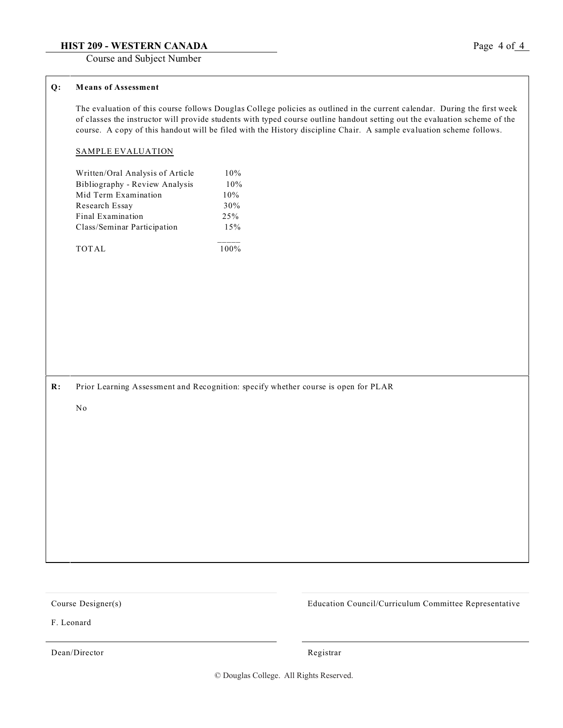**Q: Means of Assessment**

The evaluation of this course follows Douglas College policies as outlined in the current calendar. During the first week of classes the instructor will provide students with typed course outline handout setting out the evaluation scheme of the course. A copy of this handout will be filed with the History discipline Chair. A sample evaluation scheme follows.

SAMPLE EVALUATION

| | |
|---|---|
| Written/Oral Analysis of Article | 10% |
| Bibliography - Review Analysis | 10% |
| Mid Term Examination | 10% |
| Research Essay | 30% |
| Final Examination | 25% |
| Class/Seminar Participation | 15% |
| TOTAL | 100% |

**R:** Prior Learning Assessment and Recognition: specify whether course is open for PLAR

No

Course Designer(s)

F. Leonard

Education Council/Curriculum Committee Representative

Dean/Director

Registrar

© Douglas College. All Rights Reserved.